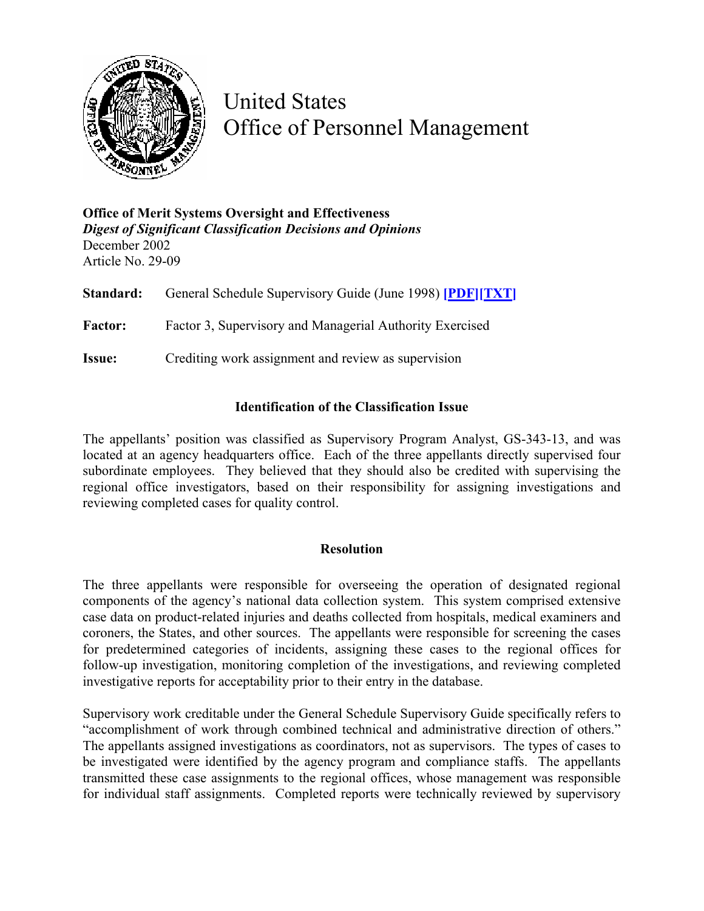# United States
# Office of Personnel Management

**Office of Merit Systems Oversight and Effectiveness**
***Digest of Significant Classification Decisions and Opinions***
December 2002
Article No. 29-09

**Standard:** General Schedule Supervisory Guide (June 1998) **[PDF][TXT]**

**Factor:** Factor 3, Supervisory and Managerial Authority Exercised

**Issue:** Crediting work assignment and review as supervision

### Identification of the Classification Issue

The appellants' position was classified as Supervisory Program Analyst, GS-343-13, and was located at an agency headquarters office. Each of the three appellants directly supervised four subordinate employees. They believed that they should also be credited with supervising the regional office investigators, based on their responsibility for assigning investigations and reviewing completed cases for quality control.

### Resolution

The three appellants were responsible for overseeing the operation of designated regional components of the agency's national data collection system. This system comprised extensive case data on product-related injuries and deaths collected from hospitals, medical examiners and coroners, the States, and other sources. The appellants were responsible for screening the cases for predetermined categories of incidents, assigning these cases to the regional offices for follow-up investigation, monitoring completion of the investigations, and reviewing completed investigative reports for acceptability prior to their entry in the database.

Supervisory work creditable under the General Schedule Supervisory Guide specifically refers to "accomplishment of work through combined technical and administrative direction of others." The appellants assigned investigations as coordinators, not as supervisors. The types of cases to be investigated were identified by the agency program and compliance staffs. The appellants transmitted these case assignments to the regional offices, whose management was responsible for individual staff assignments. Completed reports were technically reviewed by supervisory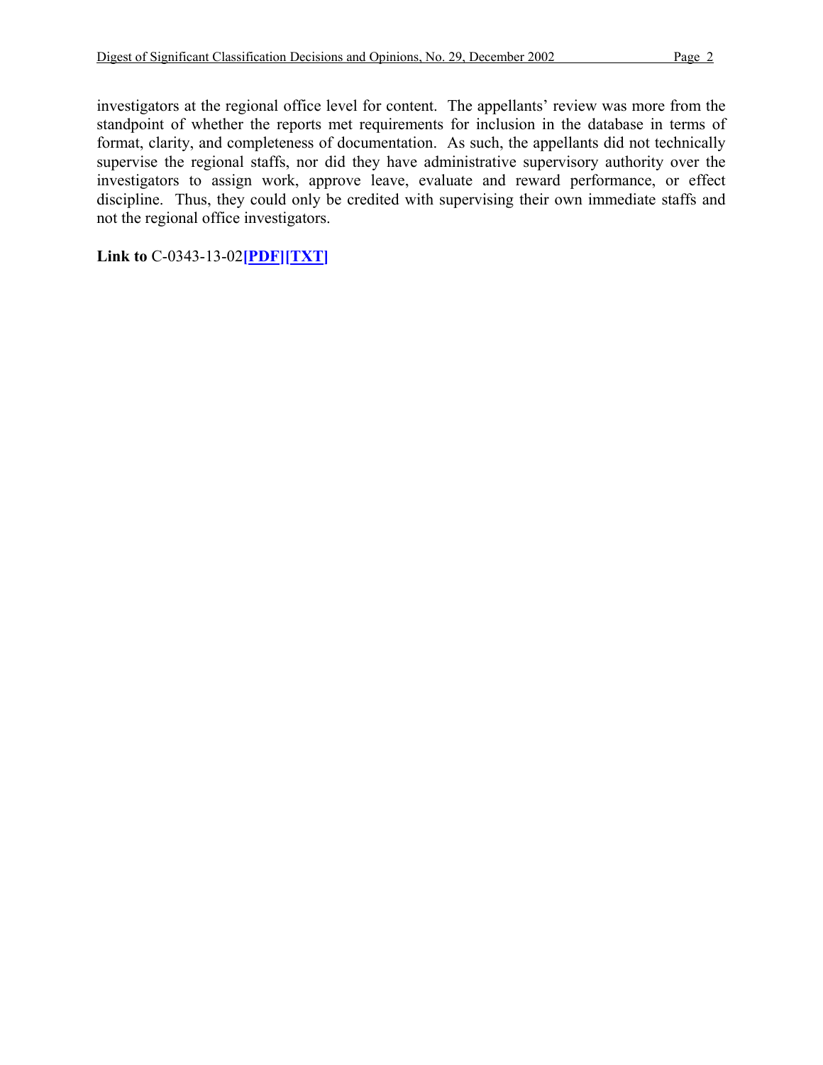investigators at the regional office level for content. The appellants' review was more from the standpoint of whether the reports met requirements for inclusion in the database in terms of format, clarity, and completeness of documentation. As such, the appellants did not technically supervise the regional staffs, nor did they have administrative supervisory authority over the investigators to assign work, approve leave, evaluate and reward performance, or effect discipline. Thus, they could only be credited with supervising their own immediate staffs and not the regional office investigators.

**Link to** C-0343-13-02**[PDF][TXT]**